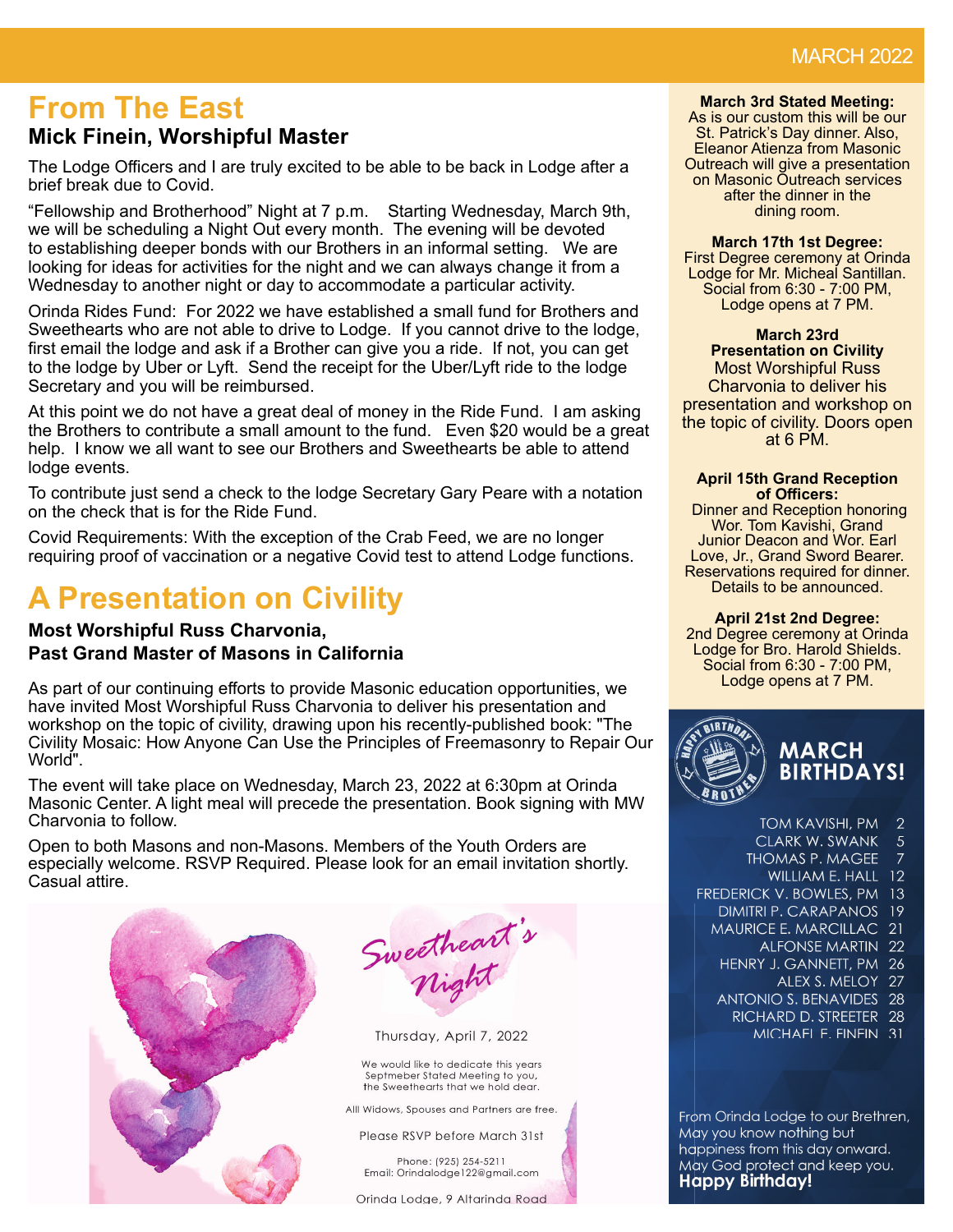MARCH 2022

# From The East

## Mick Finein, Worshipful Master

The Lodge Officers and I are truly excited to be able to be back in Lodge after a brief break due to Covid.

“Fellowship and Brotherhood” Night at 7 p.m. Starting Wednesday, March 9th, we will be scheduling a Night Out every month. The evening will be devoted to establishing deeper bonds with our Brothers in an informal setting. We are looking for ideas for activities for the night and we can always change it from a Wednesday to another night or day to accommodate a particular activity.

Orinda Rides Fund: For 2022 we have established a small fund for Brothers and Sweethearts who are not able to drive to Lodge. If you cannot drive to the lodge, first email the lodge and ask if a Brother can give you a ride. If not, you can get to the lodge by Uber or Lyft. Send the receipt for the Uber/Lyft ride to the lodge Secretary and you will be reimbursed.

At this point we do not have a great deal of money in the Ride Fund. I am asking the Brothers to contribute a small amount to the fund. Even $20 would be a great help. I know we all want to see our Brothers and Sweethearts be able to attend lodge events.

To contribute just send a check to the lodge Secretary Gary Peare with a notation on the check that is for the Ride Fund.

Covid Requirements: With the exception of the Crab Feed, we are no longer requiring proof of vaccination or a negative Covid test to attend Lodge functions.

# A Presentation on Civility

**Most Worshipful Russ Charvonia,**
**Past Grand Master of Masons in California**

As part of our continuing efforts to provide Masonic education opportunities, we have invited Most Worshipful Russ Charvonia to deliver his presentation and workshop on the topic of civility, drawing upon his recently-published book: "The Civility Mosaic: How Anyone Can Use the Principles of Freemasonry to Repair Our World".

The event will take place on Wednesday, March 23, 2022 at 6:30pm at Orinda Masonic Center. A light meal will precede the presentation. Book signing with MW Charvonia to follow.

Open to both Masons and non-Masons. Members of the Youth Orders are especially welcome. RSVP Required. Please look for an email invitation shortly. Casual attire.

## Sweetheart's Night

Thursday, April 7, 2022

We would like to dedicate this years Septmeber Stated Meeting to you, the Sweethearts that we hold dear.

All Widows, Spouses and Partners are free.

Please RSVP before March 31st

Phone: (925) 254-5211
Email: Orindalodge122@gmail.com

Orinda Lodge, 9 Altarinda Road

---

**March 3rd Stated Meeting:**
As is our custom this will be our St. Patrick’s Day dinner. Also, Eleanor Atienza from Masonic Outreach will give a presentation on Masonic Outreach services after the dinner in the dining room.

**March 17th 1st Degree:**
First Degree ceremony at Orinda Lodge for Mr. Micheal Santillan. Social from 6:30 - 7:00 PM, Lodge opens at 7 PM.

**March 23rd**
**Presentation on Civility**
Most Worshipful Russ Charvonia to deliver his presentation and workshop on the topic of civility. Doors open at 6 PM.

**April 15th Grand Reception of Officers:**
Dinner and Reception honoring Wor. Tom Kavishi, Grand Junior Deacon and Wor. Earl Love, Jr., Grand Sword Bearer. Reservations required for dinner. Details to be announced.

**April 21st 2nd Degree:**
2nd Degree ceremony at Orinda Lodge for Bro. Harold Shields. Social from 6:30 - 7:00 PM, Lodge opens at 7 PM.

## MARCH BIRTHDAYS!

| Name | Day |
|---|---|
| TOM KAVISHI, PM | 2 |
| CLARK W. SWANK | 5 |
| THOMAS P. MAGEE | 7 |
| WILLIAM E. HALL | 12 |
| FREDERICK V. BOWLES, PM | 13 |
| DIMITRI P. CARAPANOS | 19 |
| MAURICE E. MARCILLAC | 21 |
| ALFONSE MARTIN | 22 |
| HENRY J. GANNETT, PM | 26 |
| ALEX S. MELOY | 27 |
| ANTONIO S. BENAVIDES | 28 |
| RICHARD D. STREETER | 28 |
| MICHAEL F. FINEIN | 31 |

From Orinda Lodge to our Brethren,
May you know nothing but happiness from this day onward.
May God protect and keep you.
**Happy Birthday!**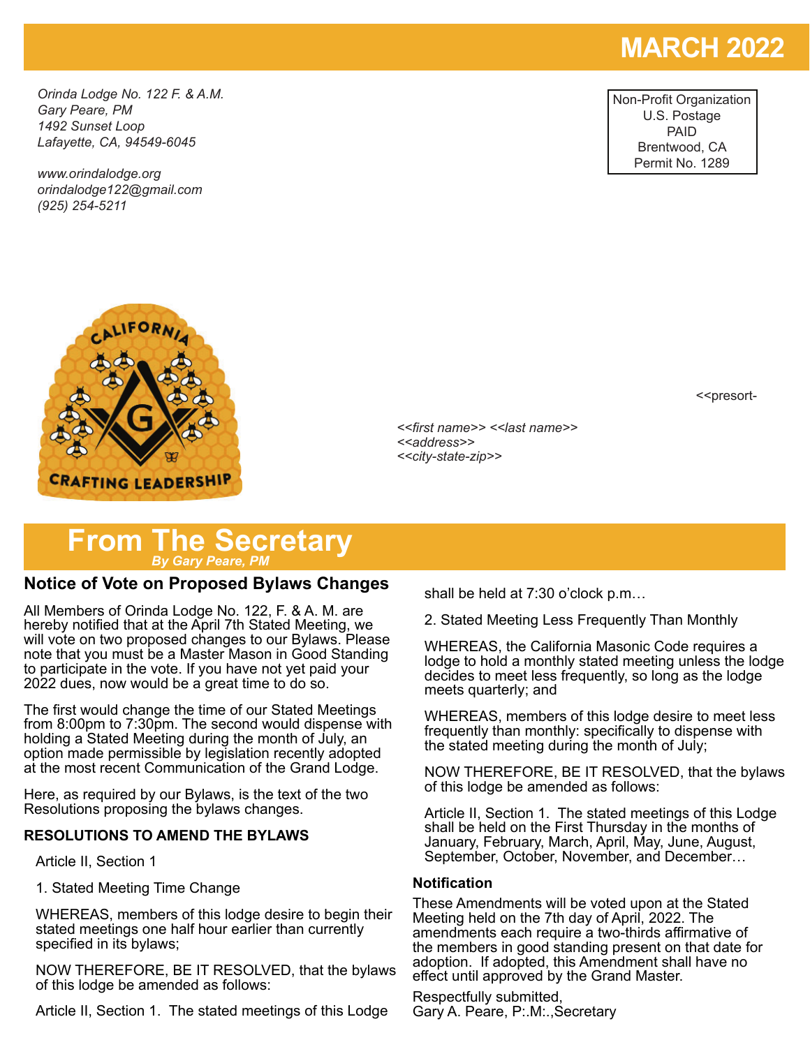# MARCH 2022

*Orinda Lodge No. 122 F. & A.M.*
*Gary Peare, PM*
*1492 Sunset Loop*
*Lafayette, CA, 94549-6045*

*www.orindalodge.org*
*orindalodge122@gmail.com*
*(925) 254-5211*

Non-Profit Organization
U.S. Postage
PAID
Brentwood, CA
Permit No. 1289

<<presort-

*<<first name>> <<last name>>*
*<<address>>*
*<<city-state-zip>>*

## From The Secretary

***By Gary Peare, PM***

### Notice of Vote on Proposed Bylaws Changes

All Members of Orinda Lodge No. 122, F. & A. M. are hereby notified that at the April 7th Stated Meeting, we will vote on two proposed changes to our Bylaws. Please note that you must be a Master Mason in Good Standing to participate in the vote. If you have not yet paid your 2022 dues, now would be a great time to do so.

The first would change the time of our Stated Meetings from 8:00pm to 7:30pm. The second would dispense with holding a Stated Meeting during the month of July, an option made permissible by legislation recently adopted at the most recent Communication of the Grand Lodge.

Here, as required by our Bylaws, is the text of the two Resolutions proposing the bylaws changes.

**RESOLUTIONS TO AMEND THE BYLAWS**

Article II, Section 1

1. Stated Meeting Time Change

WHEREAS, members of this lodge desire to begin their stated meetings one half hour earlier than currently specified in its bylaws;

NOW THEREFORE, BE IT RESOLVED, that the bylaws of this lodge be amended as follows:

Article II, Section 1. The stated meetings of this Lodge shall be held at 7:30 o'clock p.m…

2. Stated Meeting Less Frequently Than Monthly

WHEREAS, the California Masonic Code requires a lodge to hold a monthly stated meeting unless the lodge decides to meet less frequently, so long as the lodge meets quarterly; and

WHEREAS, members of this lodge desire to meet less frequently than monthly: specifically to dispense with the stated meeting during the month of July;

NOW THEREFORE, BE IT RESOLVED, that the bylaws of this lodge be amended as follows:

Article II, Section 1. The stated meetings of this Lodge shall be held on the First Thursday in the months of January, February, March, April, May, June, August, September, October, November, and December…

**Notification**

These Amendments will be voted upon at the Stated Meeting held on the 7th day of April, 2022. The amendments each require a two-thirds affirmative of the members in good standing present on that date for adoption. If adopted, this Amendment shall have no effect until approved by the Grand Master.

Respectfully submitted,
Gary A. Peare, P:.M:.,Secretary